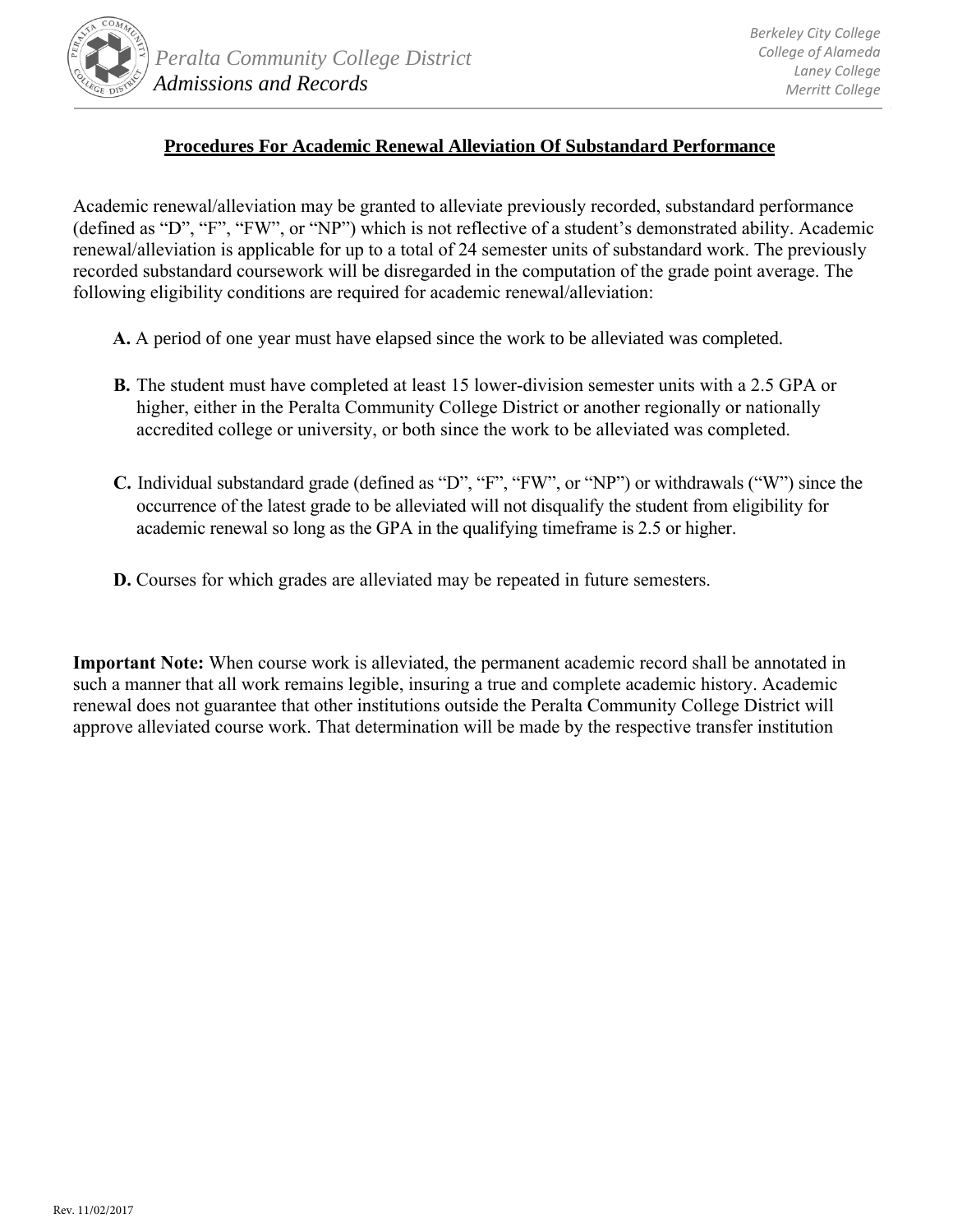Peralta Community College District
*Admissions and Records*

*Berkeley City College*
*College of Alameda*
*Laney College*
*Merritt College*

## Procedures For Academic Renewal Alleviation Of Substandard Performance

Academic renewal/alleviation may be granted to alleviate previously recorded, substandard performance (defined as "D", "F", "FW", or "NP") which is not reflective of a student's demonstrated ability. Academic renewal/alleviation is applicable for up to a total of 24 semester units of substandard work. The previously recorded substandard coursework will be disregarded in the computation of the grade point average. The following eligibility conditions are required for academic renewal/alleviation:

**A.** A period of one year must have elapsed since the work to be alleviated was completed.

**B.** The student must have completed at least 15 lower-division semester units with a 2.5 GPA or higher, either in the Peralta Community College District or another regionally or nationally accredited college or university, or both since the work to be alleviated was completed.

**C.** Individual substandard grade (defined as "D", "F", "FW", or "NP") or withdrawals ("W") since the occurrence of the latest grade to be alleviated will not disqualify the student from eligibility for academic renewal so long as the GPA in the qualifying timeframe is 2.5 or higher.

**D.** Courses for which grades are alleviated may be repeated in future semesters.

**Important Note:** When course work is alleviated, the permanent academic record shall be annotated in such a manner that all work remains legible, insuring a true and complete academic history. Academic renewal does not guarantee that other institutions outside the Peralta Community College District will approve alleviated course work. That determination will be made by the respective transfer institution

Rev. 11/02/2017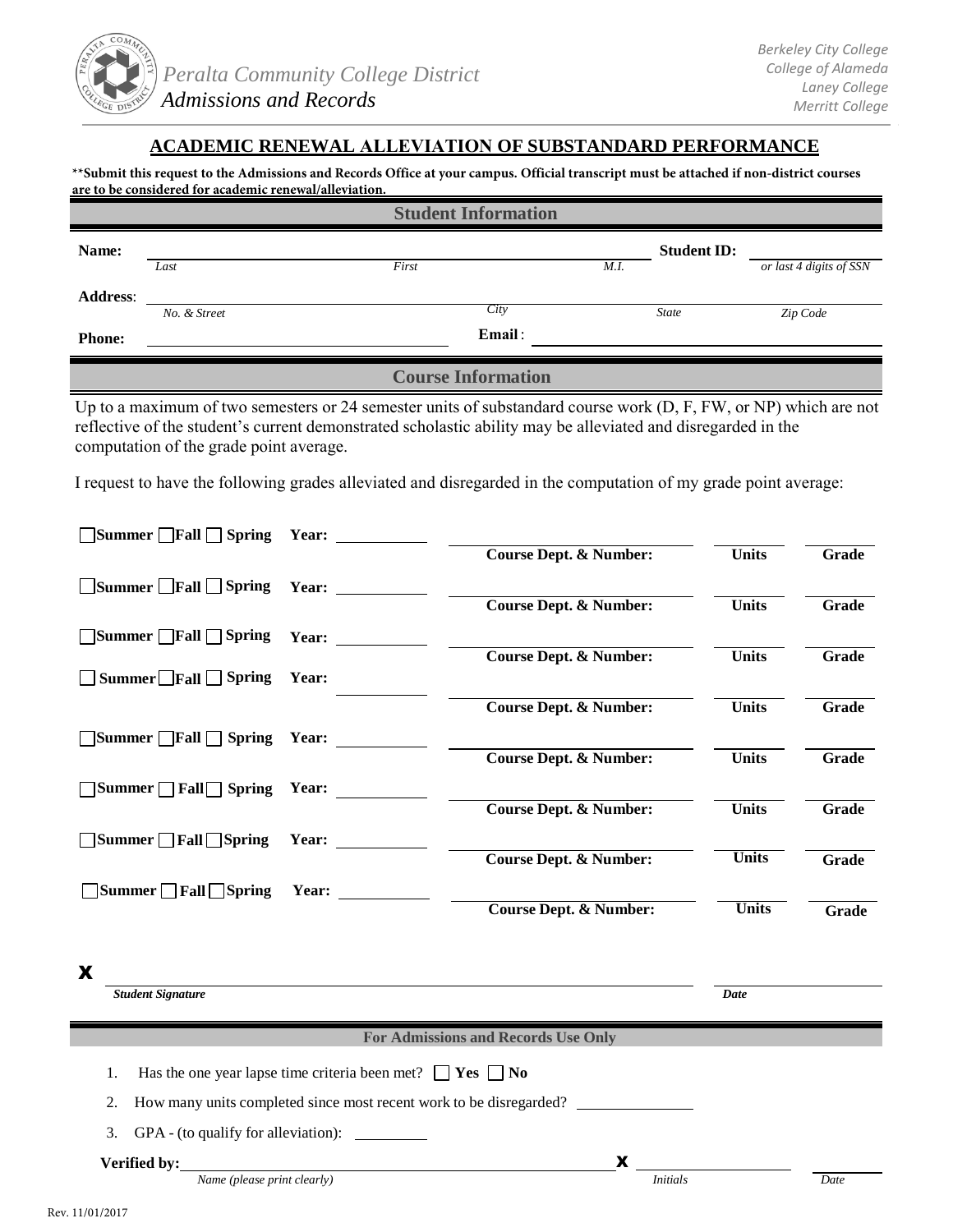Peralta Community College District
Admissions and Records

Berkeley City College
College of Alameda
Laney College
Merritt College

# ACADEMIC RENEWAL ALLEVIATION OF SUBSTANDARD PERFORMANCE

**Submit this request to the Admissions and Records Office at your campus. Official transcript must be attached if non-district courses are to be considered for academic renewal/alleviation.**

## Student Information

**Name:** ____________________ ____________________ ______ **Student ID:** ____________________
*Last* *First* *M.I.* *or last 4 digits of SSN*

**Address:** ____________________ ____________________ ____________________ ____________________
*No. & Street* *City* *State* *Zip Code*

**Phone:** ____________________ **Email:** ____________________

## Course Information

Up to a maximum of two semesters or 24 semester units of substandard course work (D, F, FW, or NP) which are not reflective of the student's current demonstrated scholastic ability may be alleviated and disregarded in the computation of the grade point average.

I request to have the following grades alleviated and disregarded in the computation of my grade point average:

| Term | Year | Course Dept. & Number | Units | Grade |
|---|---|---|---|---|
| ☐ Summer ☐ Fall ☐ Spring | Year: ______ | ______ | ______ | ______ |
| ☐ Summer ☐ Fall ☐ Spring | Year: ______ | ______ | ______ | ______ |
| ☐ Summer ☐ Fall ☐ Spring | Year: ______ | ______ | ______ | ______ |
| ☐ Summer ☐ Fall ☐ Spring | Year: ______ | ______ | ______ | ______ |
| ☐ Summer ☐ Fall ☐ Spring | Year: ______ | ______ | ______ | ______ |
| ☐ Summer ☐ Fall ☐ Spring | Year: ______ | ______ | ______ | ______ |
| ☐ Summer ☐ Fall ☐ Spring | Year: ______ | ______ | ______ | ______ |
| ☐ Summer ☐ Fall ☐ Spring | Year: ______ | ______ | ______ | ______ |

**X** ________________________________________ ______________
***Student Signature*** ***Date***

## For Admissions and Records Use Only

1. Has the one year lapse time criteria been met? ☐ **Yes** ☐ **No**
2. How many units completed since most recent work to be disregarded? ______________
3. GPA - (to qualify for alleviation): ______________

**Verified by:** ________________________________________ **X** ______________ ______________
*Name (please print clearly)* *Initials* *Date*

Rev. 11/01/2017